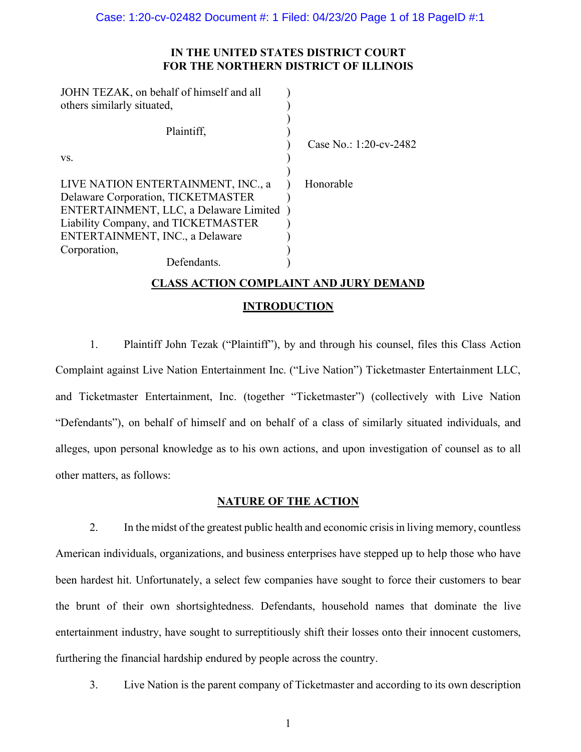**IN THE UNITED STATES DISTRICT COURT**
**FOR THE NORTHERN DISTRICT OF ILLINOIS**

| | |
|---|---|
| JOHN TEZAK, on behalf of himself and all others similarly situated, | |
| Plaintiff, | Case No.: 1:20-cv-2482 |
| vs. | |
| LIVE NATION ENTERTAINMENT, INC., a Delaware Corporation, TICKETMASTER ENTERTAINMENT, LLC, a Delaware Limited Liability Company, and TICKETMASTER ENTERTAINMENT, INC., a Delaware Corporation, | Honorable |
| Defendants. | |

## CLASS ACTION COMPLAINT AND JURY DEMAND

## INTRODUCTION

1. Plaintiff John Tezak ("Plaintiff"), by and through his counsel, files this Class Action Complaint against Live Nation Entertainment Inc. ("Live Nation") Ticketmaster Entertainment LLC, and Ticketmaster Entertainment, Inc. (together "Ticketmaster") (collectively with Live Nation "Defendants"), on behalf of himself and on behalf of a class of similarly situated individuals, and alleges, upon personal knowledge as to his own actions, and upon investigation of counsel as to all other matters, as follows:

## NATURE OF THE ACTION

2. In the midst of the greatest public health and economic crisis in living memory, countless American individuals, organizations, and business enterprises have stepped up to help those who have been hardest hit. Unfortunately, a select few companies have sought to force their customers to bear the brunt of their own shortsightedness. Defendants, household names that dominate the live entertainment industry, have sought to surreptitiously shift their losses onto their innocent customers, furthering the financial hardship endured by people across the country.

3. Live Nation is the parent company of Ticketmaster and according to its own description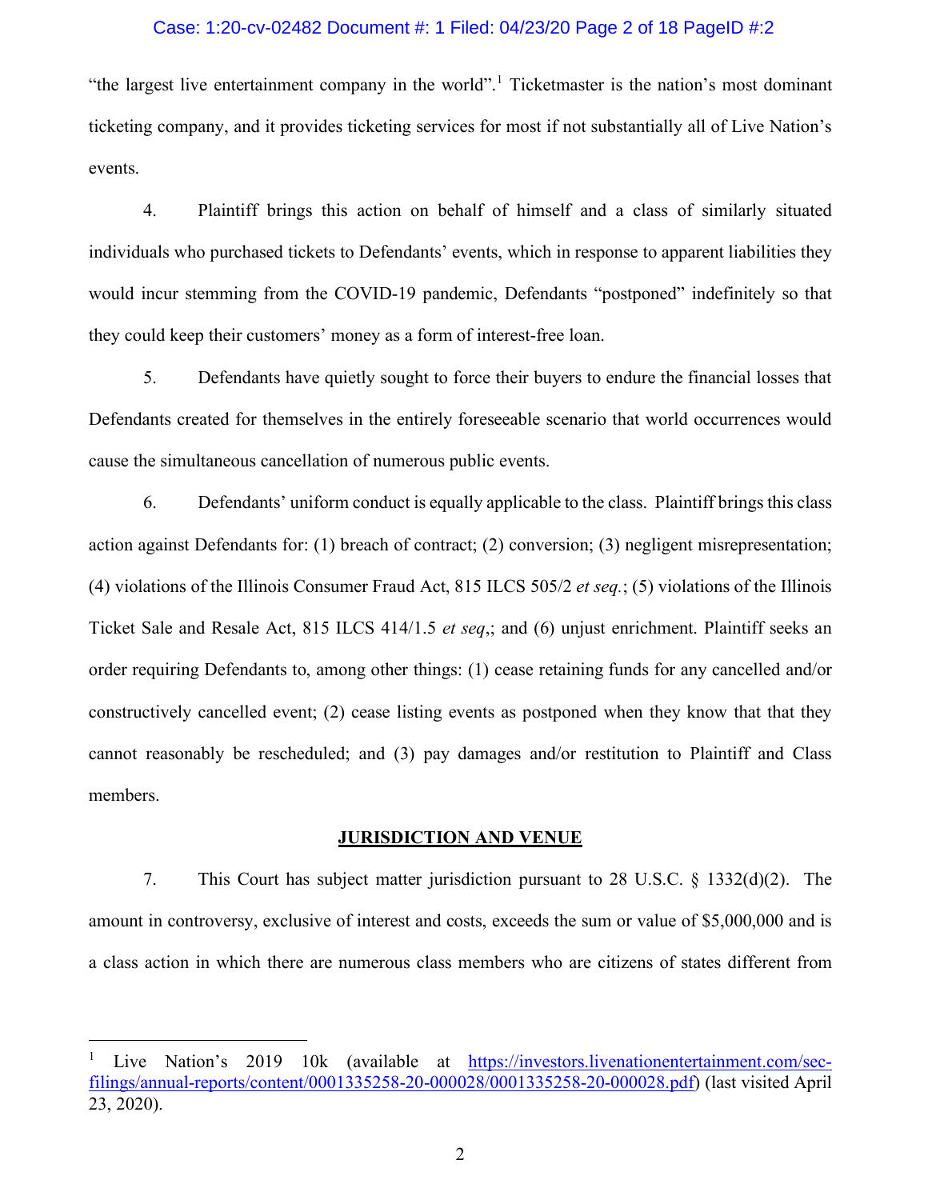"the largest live entertainment company in the world".[1] Ticketmaster is the nation's most dominant ticketing company, and it provides ticketing services for most if not substantially all of Live Nation's events.

4. Plaintiff brings this action on behalf of himself and a class of similarly situated individuals who purchased tickets to Defendants' events, which in response to apparent liabilities they would incur stemming from the COVID-19 pandemic, Defendants "postponed" indefinitely so that they could keep their customers' money as a form of interest-free loan.

5. Defendants have quietly sought to force their buyers to endure the financial losses that Defendants created for themselves in the entirely foreseeable scenario that world occurrences would cause the simultaneous cancellation of numerous public events.

6. Defendants' uniform conduct is equally applicable to the class. Plaintiff brings this class action against Defendants for: (1) breach of contract; (2) conversion; (3) negligent misrepresentation; (4) violations of the Illinois Consumer Fraud Act, 815 ILCS 505/2 *et seq.*; (5) violations of the Illinois Ticket Sale and Resale Act, 815 ILCS 414/1.5 *et seq*,; and (6) unjust enrichment. Plaintiff seeks an order requiring Defendants to, among other things: (1) cease retaining funds for any cancelled and/or constructively cancelled event; (2) cease listing events as postponed when they know that that they cannot reasonably be rescheduled; and (3) pay damages and/or restitution to Plaintiff and Class members.

## JURISDICTION AND VENUE

7. This Court has subject matter jurisdiction pursuant to 28 U.S.C. § 1332(d)(2). The amount in controversy, exclusive of interest and costs, exceeds the sum or value of $5,000,000 and is a class action in which there are numerous class members who are citizens of states different from

---

[1] Live Nation's 2019 10k (available at https://investors.livenationentertainment.com/sec-filings/annual-reports/content/0001335258-20-000028/0001335258-20-000028.pdf) (last visited April 23, 2020).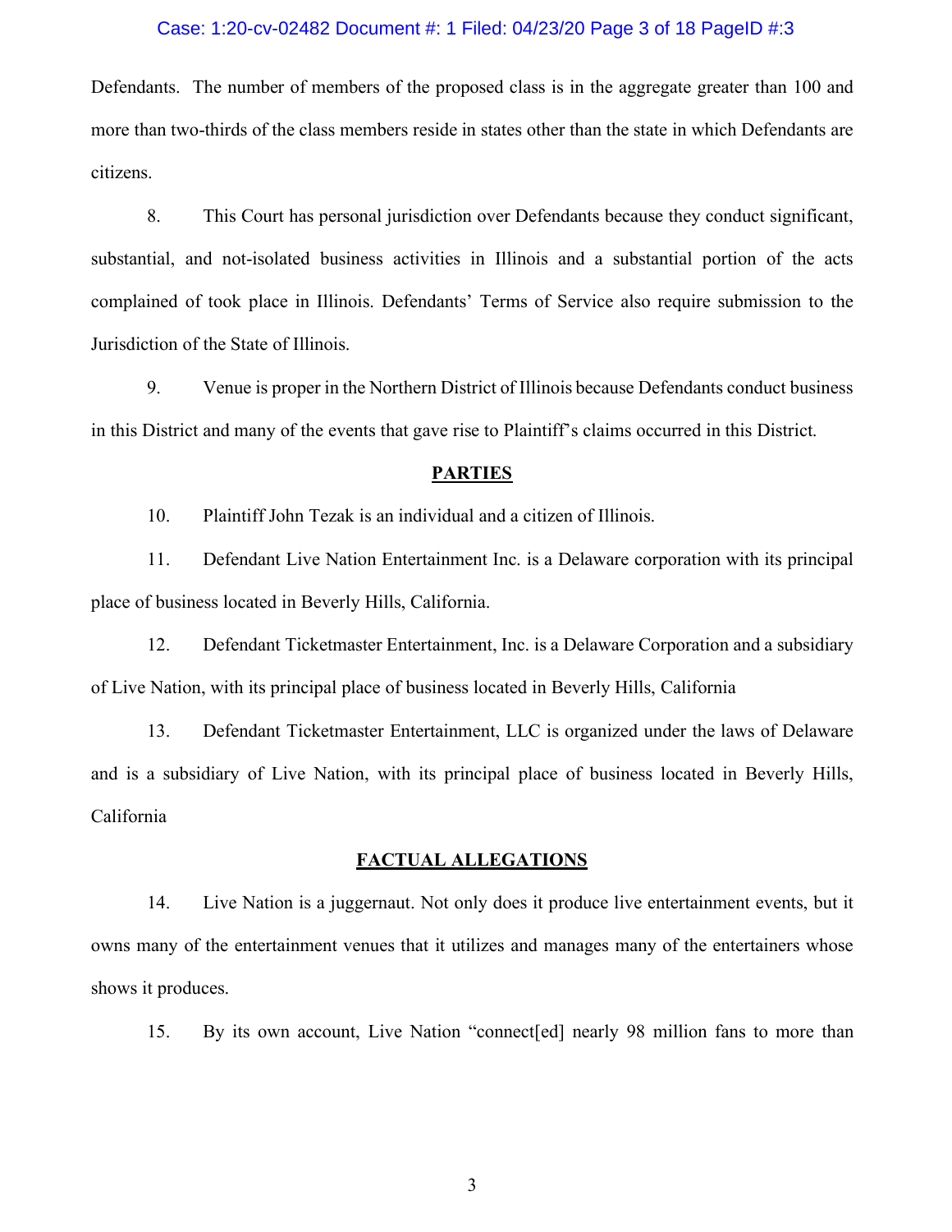Defendants. The number of members of the proposed class is in the aggregate greater than 100 and more than two-thirds of the class members reside in states other than the state in which Defendants are citizens.

8. This Court has personal jurisdiction over Defendants because they conduct significant, substantial, and not-isolated business activities in Illinois and a substantial portion of the acts complained of took place in Illinois. Defendants' Terms of Service also require submission to the Jurisdiction of the State of Illinois.

9. Venue is proper in the Northern District of Illinois because Defendants conduct business in this District and many of the events that gave rise to Plaintiff's claims occurred in this District.

## PARTIES

10. Plaintiff John Tezak is an individual and a citizen of Illinois.

11. Defendant Live Nation Entertainment Inc. is a Delaware corporation with its principal place of business located in Beverly Hills, California.

12. Defendant Ticketmaster Entertainment, Inc. is a Delaware Corporation and a subsidiary of Live Nation, with its principal place of business located in Beverly Hills, California

13. Defendant Ticketmaster Entertainment, LLC is organized under the laws of Delaware and is a subsidiary of Live Nation, with its principal place of business located in Beverly Hills, California

## FACTUAL ALLEGATIONS

14. Live Nation is a juggernaut. Not only does it produce live entertainment events, but it owns many of the entertainment venues that it utilizes and manages many of the entertainers whose shows it produces.

15. By its own account, Live Nation "connect[ed] nearly 98 million fans to more than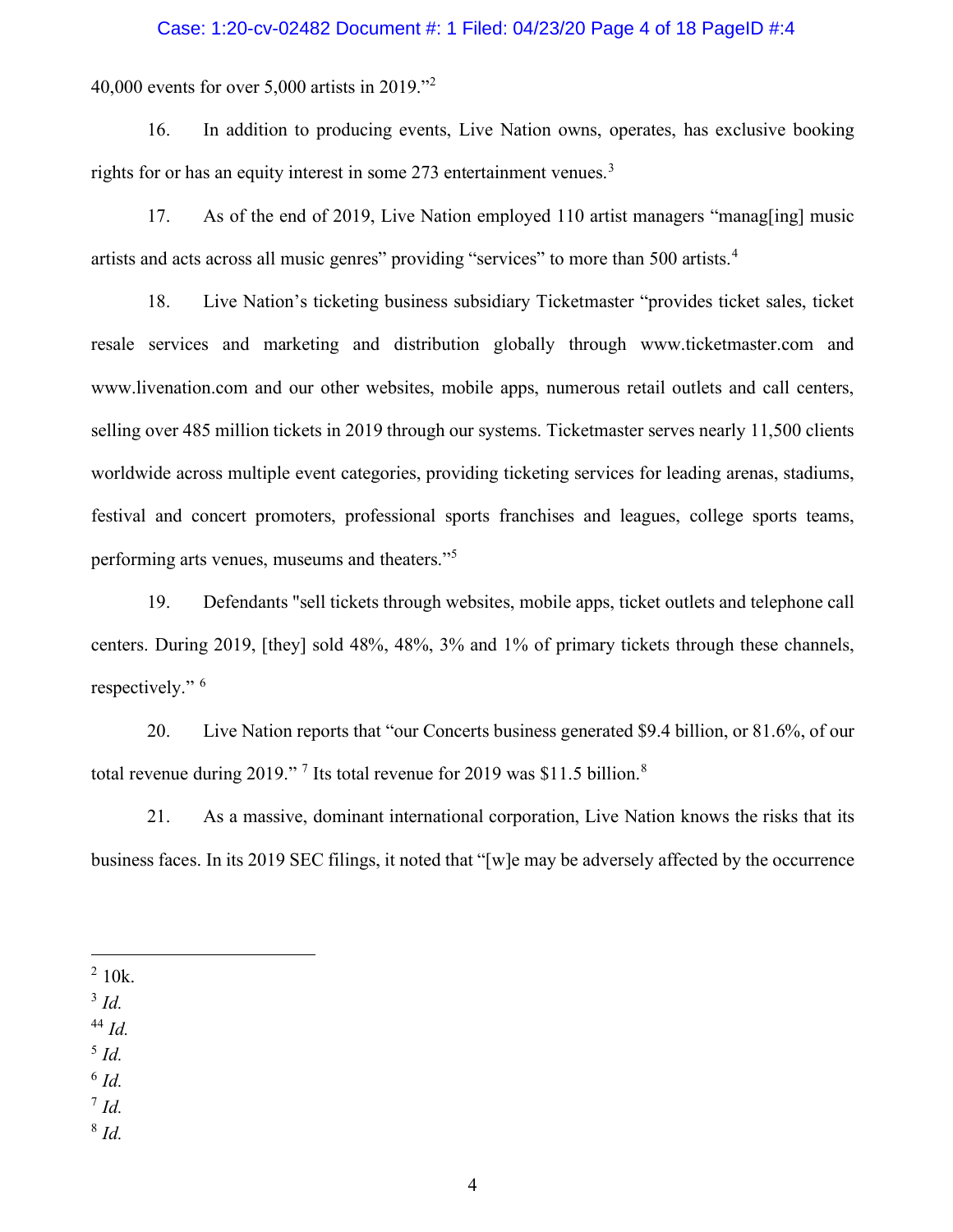40,000 events for over 5,000 artists in 2019."[2]

16. In addition to producing events, Live Nation owns, operates, has exclusive booking rights for or has an equity interest in some 273 entertainment venues.[3]

17. As of the end of 2019, Live Nation employed 110 artist managers "manag[ing] music artists and acts across all music genres" providing "services" to more than 500 artists.[4]

18. Live Nation's ticketing business subsidiary Ticketmaster "provides ticket sales, ticket resale services and marketing and distribution globally through www.ticketmaster.com and www.livenation.com and our other websites, mobile apps, numerous retail outlets and call centers, selling over 485 million tickets in 2019 through our systems. Ticketmaster serves nearly 11,500 clients worldwide across multiple event categories, providing ticketing services for leading arenas, stadiums, festival and concert promoters, professional sports franchises and leagues, college sports teams, performing arts venues, museums and theaters."[5]

19. Defendants "sell tickets through websites, mobile apps, ticket outlets and telephone call centers. During 2019, [they] sold 48%, 48%, 3% and 1% of primary tickets through these channels, respectively." [6]

20. Live Nation reports that "our Concerts business generated $9.4 billion, or 81.6%, of our total revenue during 2019." [7] Its total revenue for 2019 was $11.5 billion.[8]

21. As a massive, dominant international corporation, Live Nation knows the risks that its business faces. In its 2019 SEC filings, it noted that "[w]e may be adversely affected by the occurrence

---

[2] 10k.

[3] *Id.*

[44] *Id.*

[5] *Id.*

[6] *Id.*

[7] *Id.*

[8] *Id.*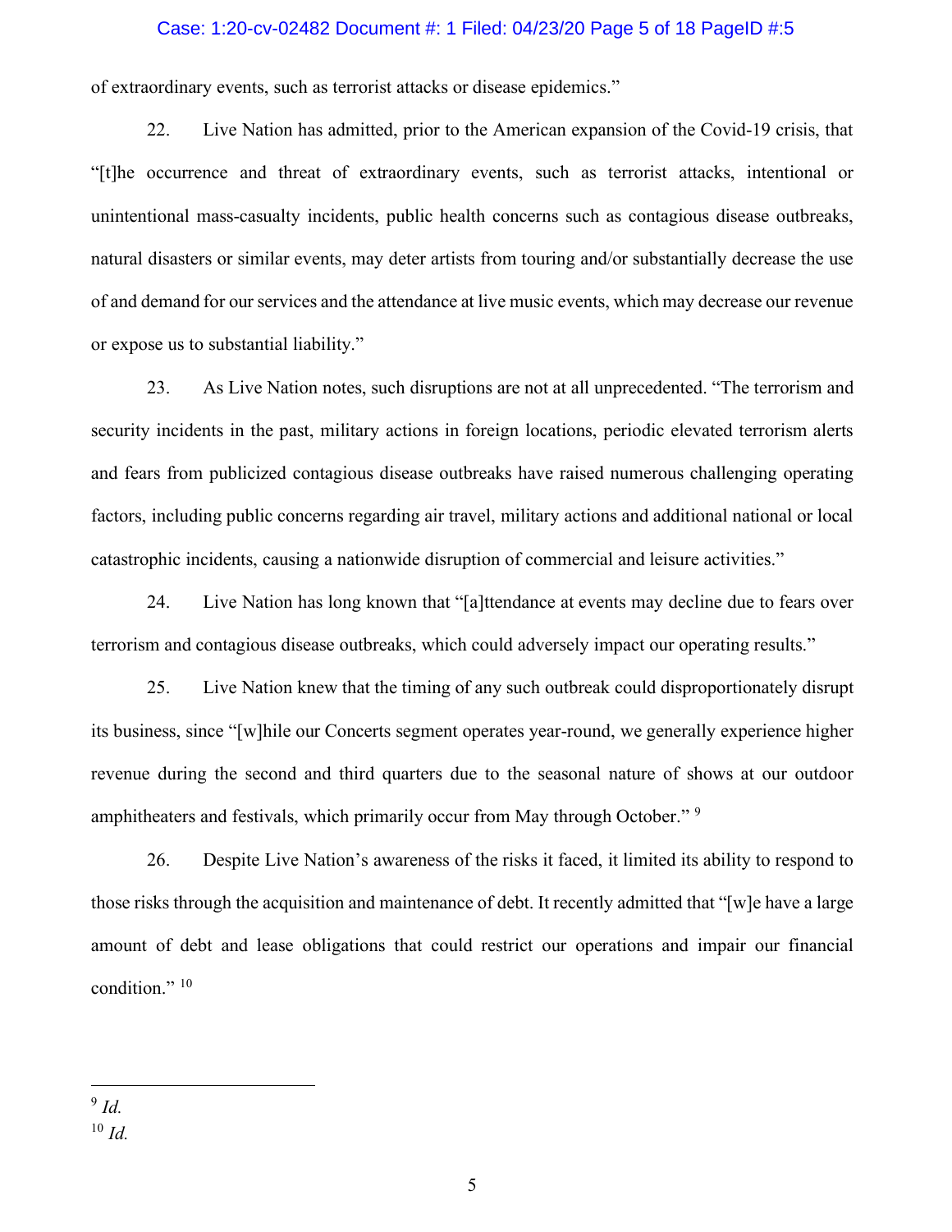of extraordinary events, such as terrorist attacks or disease epidemics."

22. Live Nation has admitted, prior to the American expansion of the Covid-19 crisis, that "[t]he occurrence and threat of extraordinary events, such as terrorist attacks, intentional or unintentional mass-casualty incidents, public health concerns such as contagious disease outbreaks, natural disasters or similar events, may deter artists from touring and/or substantially decrease the use of and demand for our services and the attendance at live music events, which may decrease our revenue or expose us to substantial liability."

23. As Live Nation notes, such disruptions are not at all unprecedented. "The terrorism and security incidents in the past, military actions in foreign locations, periodic elevated terrorism alerts and fears from publicized contagious disease outbreaks have raised numerous challenging operating factors, including public concerns regarding air travel, military actions and additional national or local catastrophic incidents, causing a nationwide disruption of commercial and leisure activities."

24. Live Nation has long known that "[a]ttendance at events may decline due to fears over terrorism and contagious disease outbreaks, which could adversely impact our operating results."

25. Live Nation knew that the timing of any such outbreak could disproportionately disrupt its business, since "[w]hile our Concerts segment operates year-round, we generally experience higher revenue during the second and third quarters due to the seasonal nature of shows at our outdoor amphitheaters and festivals, which primarily occur from May through October." [9]

26. Despite Live Nation's awareness of the risks it faced, it limited its ability to respond to those risks through the acquisition and maintenance of debt. It recently admitted that "[w]e have a large amount of debt and lease obligations that could restrict our operations and impair our financial condition." [10]

---

[9] *Id.*

[10] *Id.*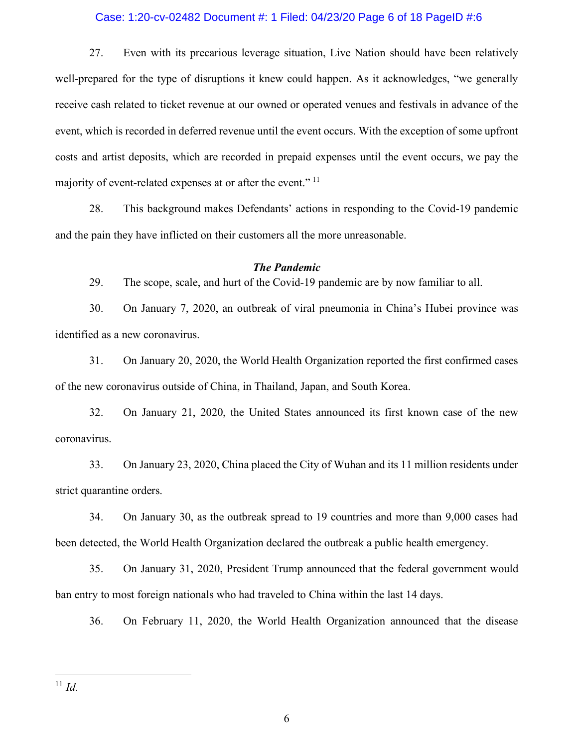27. Even with its precarious leverage situation, Live Nation should have been relatively well-prepared for the type of disruptions it knew could happen. As it acknowledges, "we generally receive cash related to ticket revenue at our owned or operated venues and festivals in advance of the event, which is recorded in deferred revenue until the event occurs. With the exception of some upfront costs and artist deposits, which are recorded in prepaid expenses until the event occurs, we pay the majority of event-related expenses at or after the event."[11]

28. This background makes Defendants' actions in responding to the Covid-19 pandemic and the pain they have inflicted on their customers all the more unreasonable.

### ***The Pandemic***

29. The scope, scale, and hurt of the Covid-19 pandemic are by now familiar to all.

30. On January 7, 2020, an outbreak of viral pneumonia in China's Hubei province was identified as a new coronavirus.

31. On January 20, 2020, the World Health Organization reported the first confirmed cases of the new coronavirus outside of China, in Thailand, Japan, and South Korea.

32. On January 21, 2020, the United States announced its first known case of the new coronavirus.

33. On January 23, 2020, China placed the City of Wuhan and its 11 million residents under strict quarantine orders.

34. On January 30, as the outbreak spread to 19 countries and more than 9,000 cases had been detected, the World Health Organization declared the outbreak a public health emergency.

35. On January 31, 2020, President Trump announced that the federal government would ban entry to most foreign nationals who had traveled to China within the last 14 days.

36. On February 11, 2020, the World Health Organization announced that the disease

---

[11] *Id.*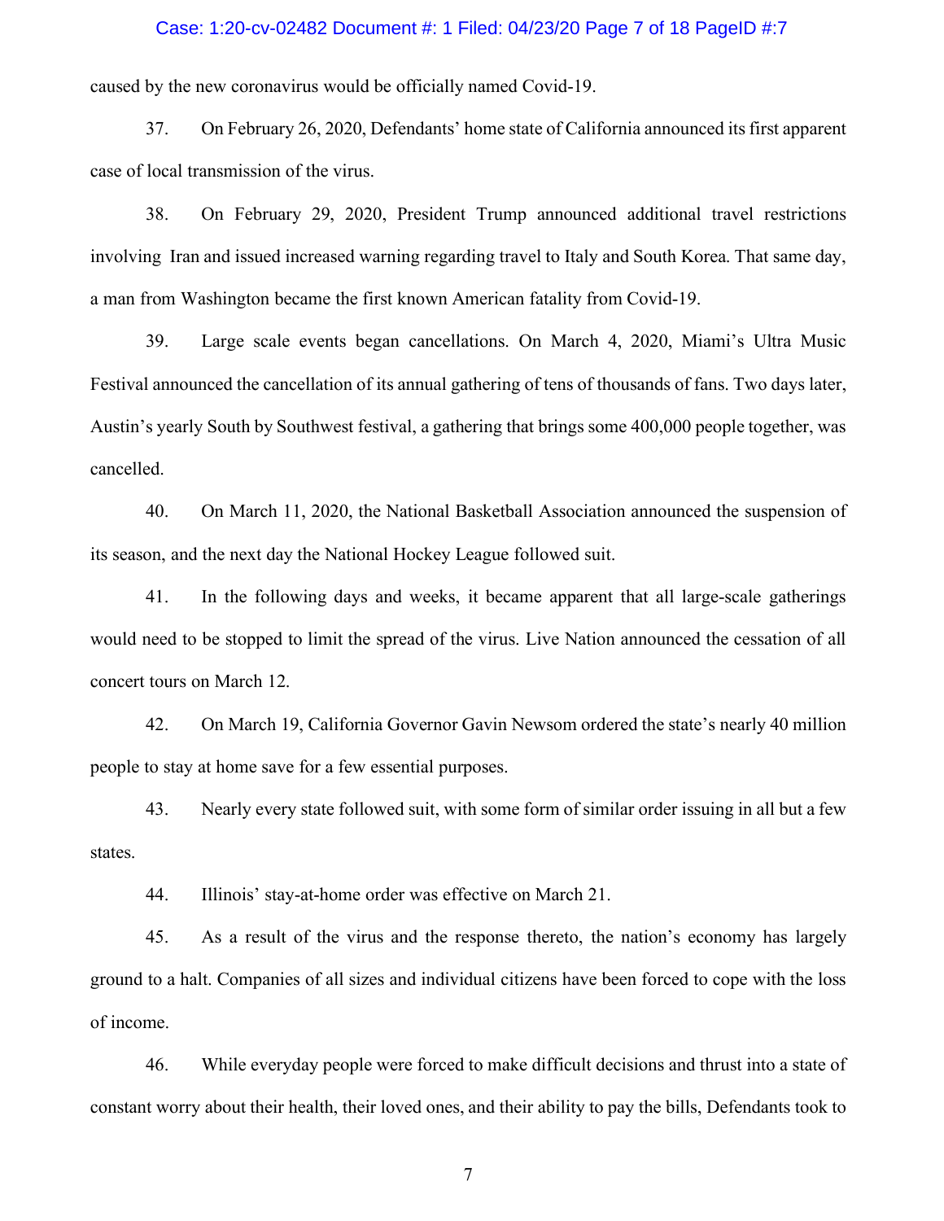caused by the new coronavirus would be officially named Covid-19.

37. On February 26, 2020, Defendants' home state of California announced its first apparent case of local transmission of the virus.

38. On February 29, 2020, President Trump announced additional travel restrictions involving Iran and issued increased warning regarding travel to Italy and South Korea. That same day, a man from Washington became the first known American fatality from Covid-19.

39. Large scale events began cancellations. On March 4, 2020, Miami's Ultra Music Festival announced the cancellation of its annual gathering of tens of thousands of fans. Two days later, Austin's yearly South by Southwest festival, a gathering that brings some 400,000 people together, was cancelled.

40. On March 11, 2020, the National Basketball Association announced the suspension of its season, and the next day the National Hockey League followed suit.

41. In the following days and weeks, it became apparent that all large-scale gatherings would need to be stopped to limit the spread of the virus. Live Nation announced the cessation of all concert tours on March 12.

42. On March 19, California Governor Gavin Newsom ordered the state's nearly 40 million people to stay at home save for a few essential purposes.

43. Nearly every state followed suit, with some form of similar order issuing in all but a few states.

44. Illinois' stay-at-home order was effective on March 21.

45. As a result of the virus and the response thereto, the nation's economy has largely ground to a halt. Companies of all sizes and individual citizens have been forced to cope with the loss of income.

46. While everyday people were forced to make difficult decisions and thrust into a state of constant worry about their health, their loved ones, and their ability to pay the bills, Defendants took to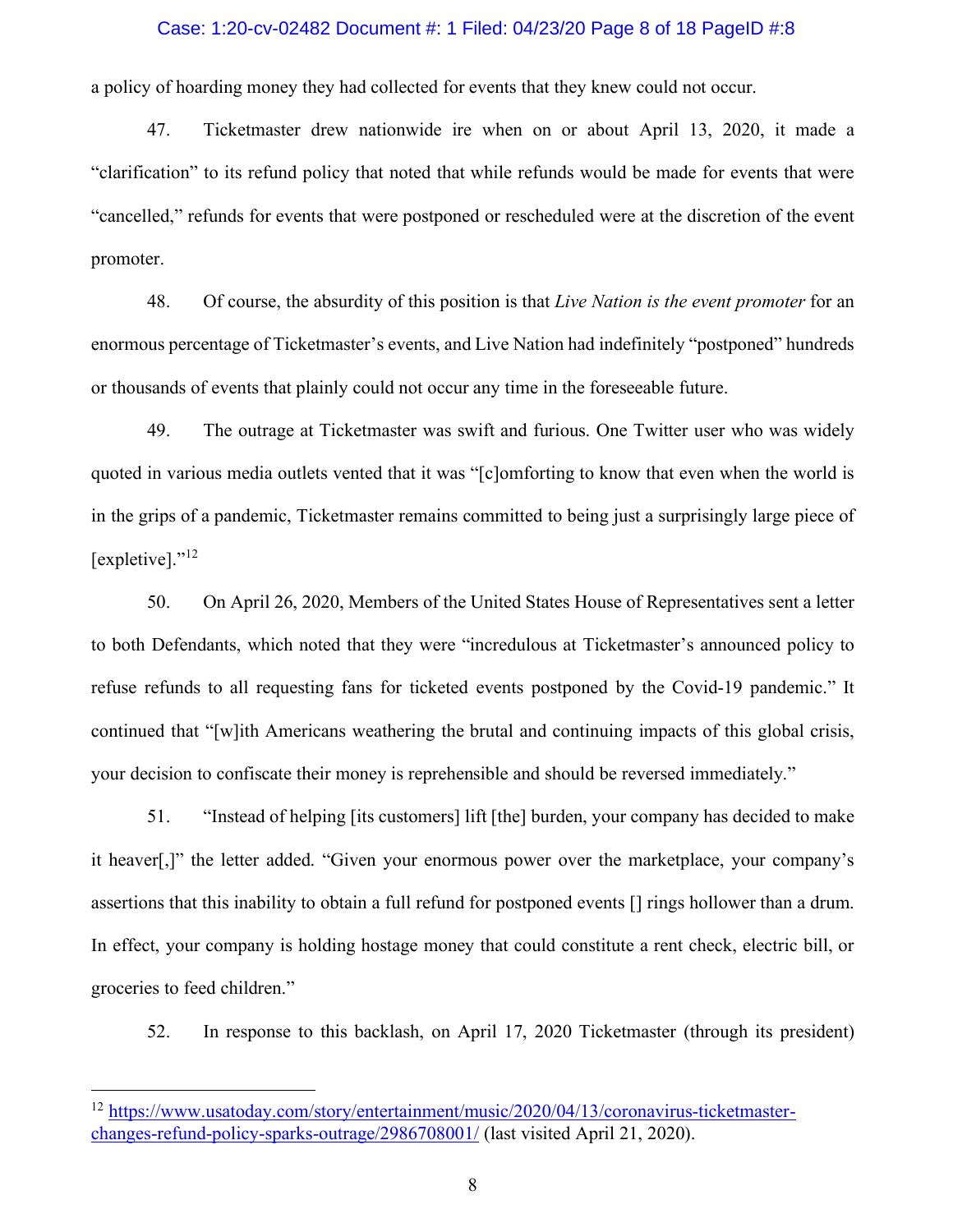a policy of hoarding money they had collected for events that they knew could not occur.

47. Ticketmaster drew nationwide ire when on or about April 13, 2020, it made a "clarification" to its refund policy that noted that while refunds would be made for events that were "cancelled," refunds for events that were postponed or rescheduled were at the discretion of the event promoter.

48. Of course, the absurdity of this position is that *Live Nation is the event promoter* for an enormous percentage of Ticketmaster's events, and Live Nation had indefinitely "postponed" hundreds or thousands of events that plainly could not occur any time in the foreseeable future.

49. The outrage at Ticketmaster was swift and furious. One Twitter user who was widely quoted in various media outlets vented that it was "[c]omforting to know that even when the world is in the grips of a pandemic, Ticketmaster remains committed to being just a surprisingly large piece of [expletive]."[12]

50. On April 26, 2020, Members of the United States House of Representatives sent a letter to both Defendants, which noted that they were "incredulous at Ticketmaster's announced policy to refuse refunds to all requesting fans for ticketed events postponed by the Covid-19 pandemic." It continued that "[w]ith Americans weathering the brutal and continuing impacts of this global crisis, your decision to confiscate their money is reprehensible and should be reversed immediately."

51. "Instead of helping [its customers] lift [the] burden, your company has decided to make it heaver[,]" the letter added. "Given your enormous power over the marketplace, your company's assertions that this inability to obtain a full refund for postponed events [] rings hollower than a drum. In effect, your company is holding hostage money that could constitute a rent check, electric bill, or groceries to feed children."

52. In response to this backlash, on April 17, 2020 Ticketmaster (through its president)

---

[12] https://www.usatoday.com/story/entertainment/music/2020/04/13/coronavirus-ticketmaster-changes-refund-policy-sparks-outrage/2986708001/ (last visited April 21, 2020).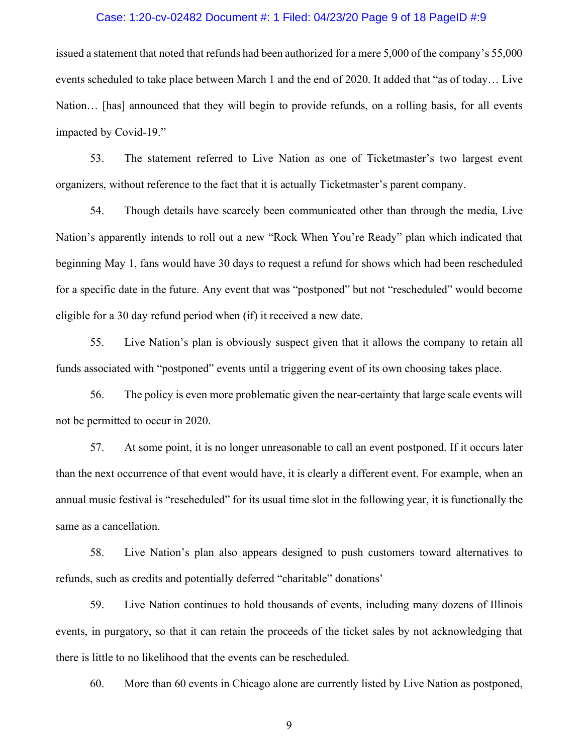issued a statement that noted that refunds had been authorized for a mere 5,000 of the company's 55,000 events scheduled to take place between March 1 and the end of 2020. It added that "as of today… Live Nation… [has] announced that they will begin to provide refunds, on a rolling basis, for all events impacted by Covid-19."

53. The statement referred to Live Nation as one of Ticketmaster's two largest event organizers, without reference to the fact that it is actually Ticketmaster's parent company.

54. Though details have scarcely been communicated other than through the media, Live Nation's apparently intends to roll out a new "Rock When You're Ready" plan which indicated that beginning May 1, fans would have 30 days to request a refund for shows which had been rescheduled for a specific date in the future. Any event that was "postponed" but not "rescheduled" would become eligible for a 30 day refund period when (if) it received a new date.

55. Live Nation's plan is obviously suspect given that it allows the company to retain all funds associated with "postponed" events until a triggering event of its own choosing takes place.

56. The policy is even more problematic given the near-certainty that large scale events will not be permitted to occur in 2020.

57. At some point, it is no longer unreasonable to call an event postponed. If it occurs later than the next occurrence of that event would have, it is clearly a different event. For example, when an annual music festival is "rescheduled" for its usual time slot in the following year, it is functionally the same as a cancellation.

58. Live Nation's plan also appears designed to push customers toward alternatives to refunds, such as credits and potentially deferred "charitable" donations'

59. Live Nation continues to hold thousands of events, including many dozens of Illinois events, in purgatory, so that it can retain the proceeds of the ticket sales by not acknowledging that there is little to no likelihood that the events can be rescheduled.

60. More than 60 events in Chicago alone are currently listed by Live Nation as postponed,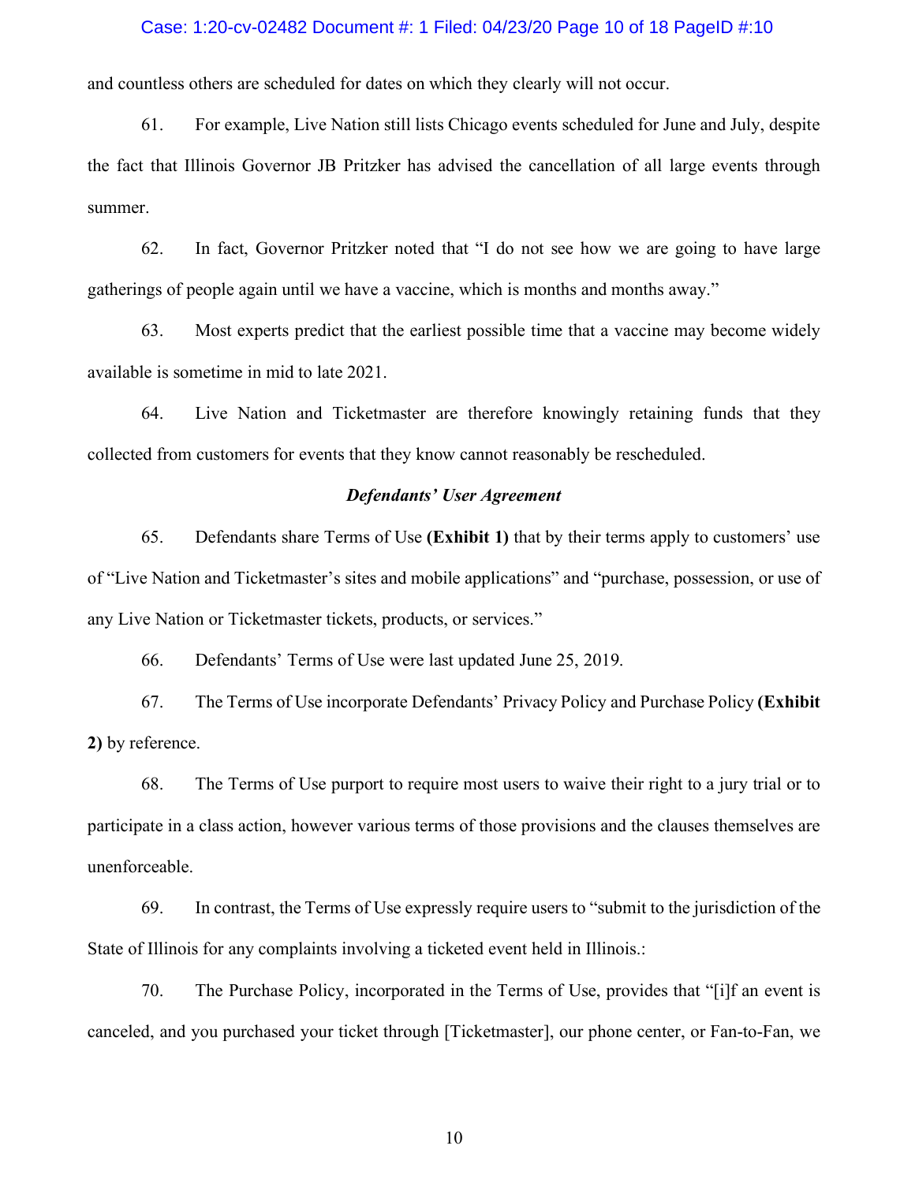and countless others are scheduled for dates on which they clearly will not occur.

61. For example, Live Nation still lists Chicago events scheduled for June and July, despite the fact that Illinois Governor JB Pritzker has advised the cancellation of all large events through summer.

62. In fact, Governor Pritzker noted that "I do not see how we are going to have large gatherings of people again until we have a vaccine, which is months and months away."

63. Most experts predict that the earliest possible time that a vaccine may become widely available is sometime in mid to late 2021.

64. Live Nation and Ticketmaster are therefore knowingly retaining funds that they collected from customers for events that they know cannot reasonably be rescheduled.

***Defendants' User Agreement***

65. Defendants share Terms of Use **(Exhibit 1)** that by their terms apply to customers' use of "Live Nation and Ticketmaster's sites and mobile applications" and "purchase, possession, or use of any Live Nation or Ticketmaster tickets, products, or services."

66. Defendants' Terms of Use were last updated June 25, 2019.

67. The Terms of Use incorporate Defendants' Privacy Policy and Purchase Policy **(Exhibit 2)** by reference.

68. The Terms of Use purport to require most users to waive their right to a jury trial or to participate in a class action, however various terms of those provisions and the clauses themselves are unenforceable.

69. In contrast, the Terms of Use expressly require users to "submit to the jurisdiction of the State of Illinois for any complaints involving a ticketed event held in Illinois.:

70. The Purchase Policy, incorporated in the Terms of Use, provides that "[i]f an event is canceled, and you purchased your ticket through [Ticketmaster], our phone center, or Fan-to-Fan, we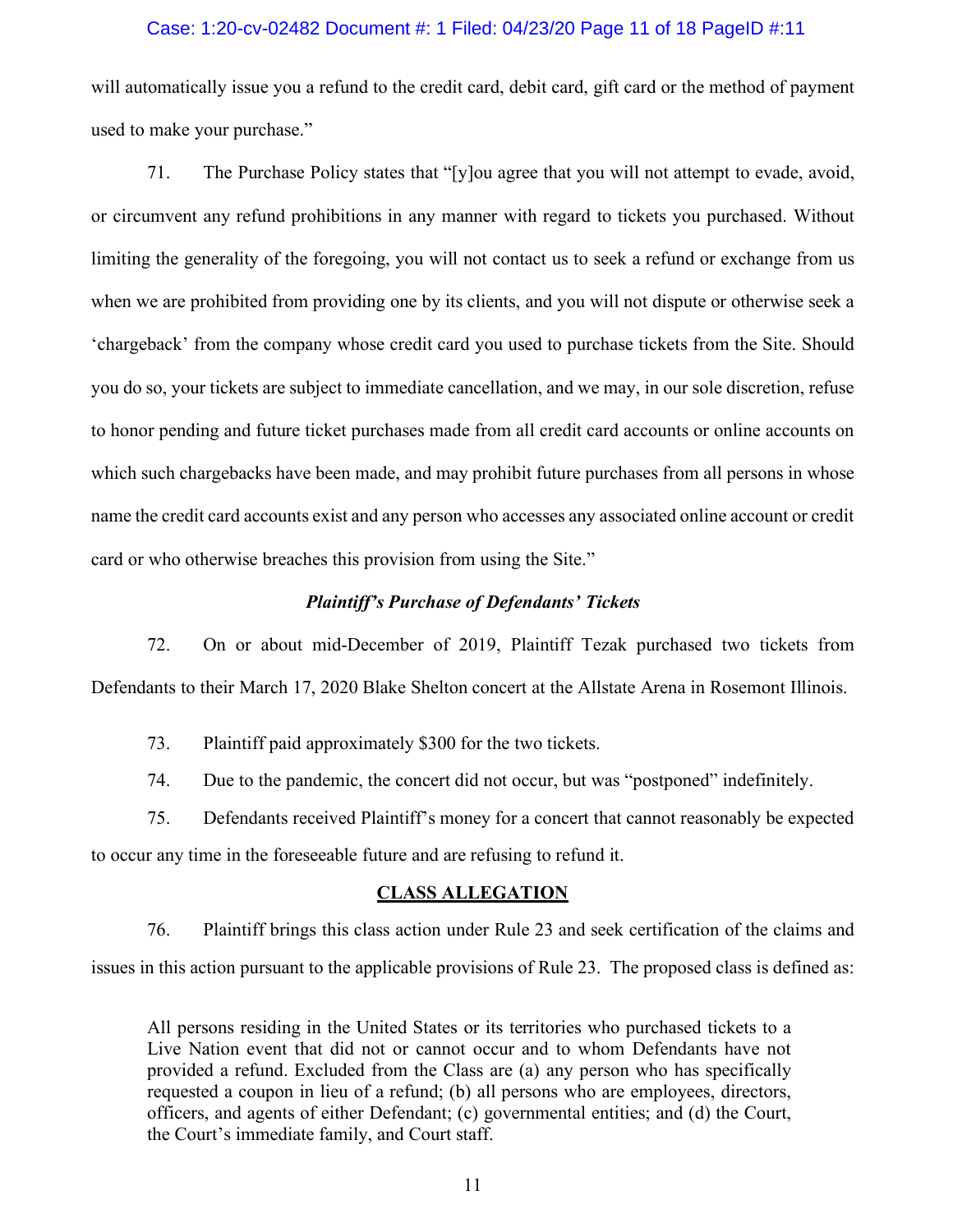will automatically issue you a refund to the credit card, debit card, gift card or the method of payment used to make your purchase."

71. The Purchase Policy states that "[y]ou agree that you will not attempt to evade, avoid, or circumvent any refund prohibitions in any manner with regard to tickets you purchased. Without limiting the generality of the foregoing, you will not contact us to seek a refund or exchange from us when we are prohibited from providing one by its clients, and you will not dispute or otherwise seek a 'chargeback' from the company whose credit card you used to purchase tickets from the Site. Should you do so, your tickets are subject to immediate cancellation, and we may, in our sole discretion, refuse to honor pending and future ticket purchases made from all credit card accounts or online accounts on which such chargebacks have been made, and may prohibit future purchases from all persons in whose name the credit card accounts exist and any person who accesses any associated online account or credit card or who otherwise breaches this provision from using the Site."

***Plaintiff's Purchase of Defendants' Tickets***

72. On or about mid-December of 2019, Plaintiff Tezak purchased two tickets from Defendants to their March 17, 2020 Blake Shelton concert at the Allstate Arena in Rosemont Illinois.

73. Plaintiff paid approximately $300 for the two tickets.

74. Due to the pandemic, the concert did not occur, but was "postponed" indefinitely.

75. Defendants received Plaintiff's money for a concert that cannot reasonably be expected to occur any time in the foreseeable future and are refusing to refund it.

## CLASS ALLEGATION

76. Plaintiff brings this class action under Rule 23 and seek certification of the claims and issues in this action pursuant to the applicable provisions of Rule 23. The proposed class is defined as:

> All persons residing in the United States or its territories who purchased tickets to a Live Nation event that did not or cannot occur and to whom Defendants have not provided a refund. Excluded from the Class are (a) any person who has specifically requested a coupon in lieu of a refund; (b) all persons who are employees, directors, officers, and agents of either Defendant; (c) governmental entities; and (d) the Court, the Court's immediate family, and Court staff.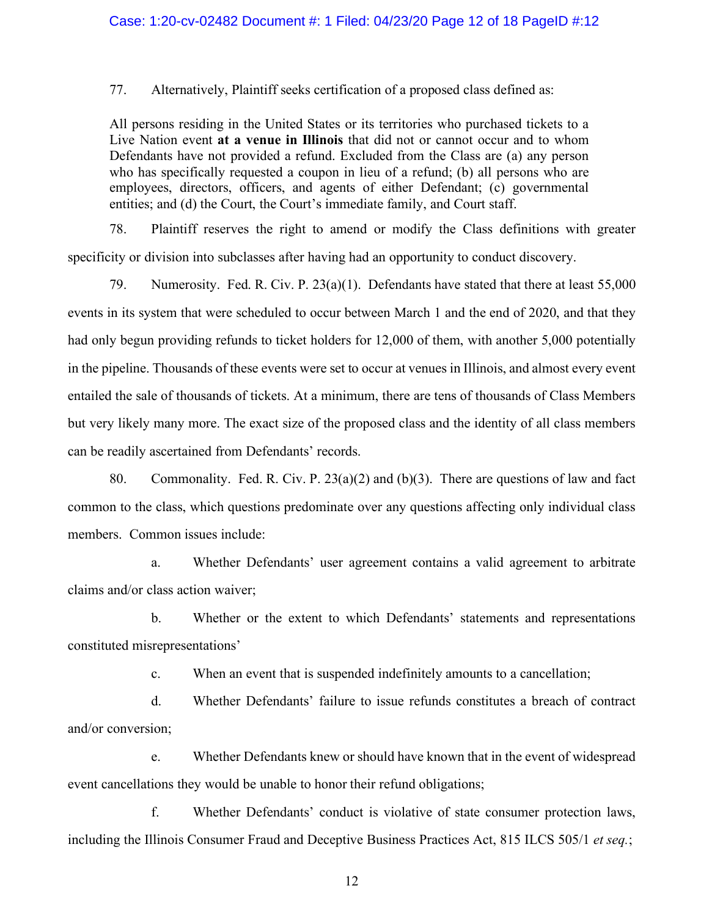77. Alternatively, Plaintiff seeks certification of a proposed class defined as:

> All persons residing in the United States or its territories who purchased tickets to a Live Nation event **at a venue in Illinois** that did not or cannot occur and to whom Defendants have not provided a refund. Excluded from the Class are (a) any person who has specifically requested a coupon in lieu of a refund; (b) all persons who are employees, directors, officers, and agents of either Defendant; (c) governmental entities; and (d) the Court, the Court's immediate family, and Court staff.

78. Plaintiff reserves the right to amend or modify the Class definitions with greater specificity or division into subclasses after having had an opportunity to conduct discovery.

79. Numerosity. Fed. R. Civ. P. 23(a)(1). Defendants have stated that there at least 55,000 events in its system that were scheduled to occur between March 1 and the end of 2020, and that they had only begun providing refunds to ticket holders for 12,000 of them, with another 5,000 potentially in the pipeline. Thousands of these events were set to occur at venues in Illinois, and almost every event entailed the sale of thousands of tickets. At a minimum, there are tens of thousands of Class Members but very likely many more. The exact size of the proposed class and the identity of all class members can be readily ascertained from Defendants' records.

80. Commonality. Fed. R. Civ. P. 23(a)(2) and (b)(3). There are questions of law and fact common to the class, which questions predominate over any questions affecting only individual class members. Common issues include:

a. Whether Defendants' user agreement contains a valid agreement to arbitrate claims and/or class action waiver;

b. Whether or the extent to which Defendants' statements and representations constituted misrepresentations'

c. When an event that is suspended indefinitely amounts to a cancellation;

d. Whether Defendants' failure to issue refunds constitutes a breach of contract and/or conversion;

e. Whether Defendants knew or should have known that in the event of widespread event cancellations they would be unable to honor their refund obligations;

f. Whether Defendants' conduct is violative of state consumer protection laws, including the Illinois Consumer Fraud and Deceptive Business Practices Act, 815 ILCS 505/1 *et seq.*;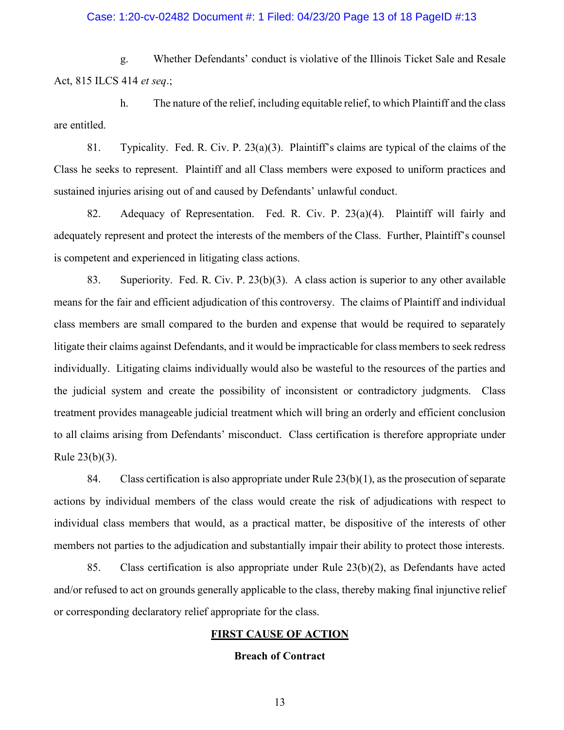g. Whether Defendants' conduct is violative of the Illinois Ticket Sale and Resale Act, 815 ILCS 414 *et seq*.;

h. The nature of the relief, including equitable relief, to which Plaintiff and the class are entitled.

81. Typicality. Fed. R. Civ. P. 23(a)(3). Plaintiff's claims are typical of the claims of the Class he seeks to represent. Plaintiff and all Class members were exposed to uniform practices and sustained injuries arising out of and caused by Defendants' unlawful conduct.

82. Adequacy of Representation. Fed. R. Civ. P. 23(a)(4). Plaintiff will fairly and adequately represent and protect the interests of the members of the Class. Further, Plaintiff's counsel is competent and experienced in litigating class actions.

83. Superiority. Fed. R. Civ. P. 23(b)(3). A class action is superior to any other available means for the fair and efficient adjudication of this controversy. The claims of Plaintiff and individual class members are small compared to the burden and expense that would be required to separately litigate their claims against Defendants, and it would be impracticable for class members to seek redress individually. Litigating claims individually would also be wasteful to the resources of the parties and the judicial system and create the possibility of inconsistent or contradictory judgments. Class treatment provides manageable judicial treatment which will bring an orderly and efficient conclusion to all claims arising from Defendants' misconduct. Class certification is therefore appropriate under Rule 23(b)(3).

84. Class certification is also appropriate under Rule 23(b)(1), as the prosecution of separate actions by individual members of the class would create the risk of adjudications with respect to individual class members that would, as a practical matter, be dispositive of the interests of other members not parties to the adjudication and substantially impair their ability to protect those interests.

85. Class certification is also appropriate under Rule 23(b)(2), as Defendants have acted and/or refused to act on grounds generally applicable to the class, thereby making final injunctive relief or corresponding declaratory relief appropriate for the class.

## FIRST CAUSE OF ACTION

### Breach of Contract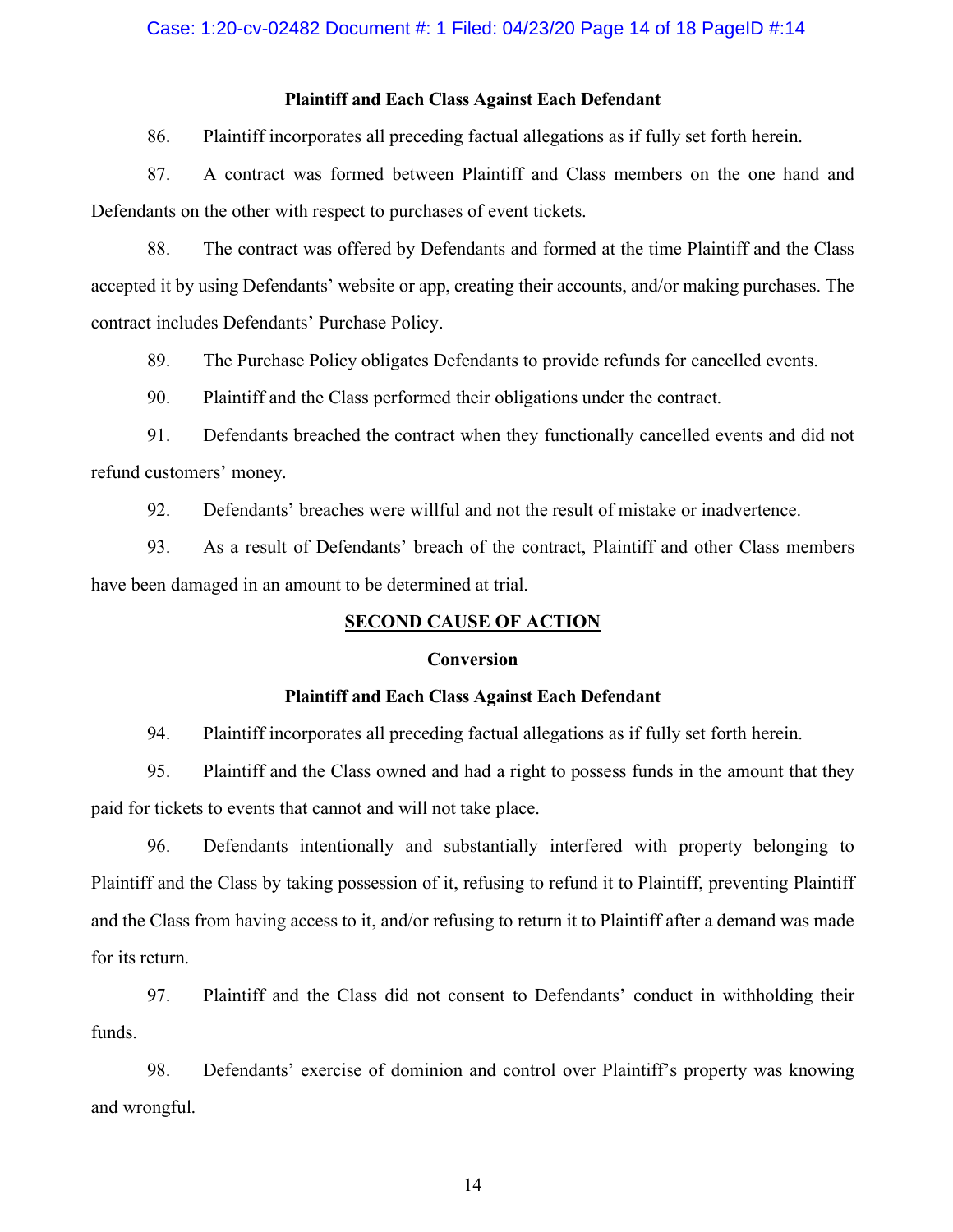**Plaintiff and Each Class Against Each Defendant**

86. Plaintiff incorporates all preceding factual allegations as if fully set forth herein.

87. A contract was formed between Plaintiff and Class members on the one hand and Defendants on the other with respect to purchases of event tickets.

88. The contract was offered by Defendants and formed at the time Plaintiff and the Class accepted it by using Defendants' website or app, creating their accounts, and/or making purchases. The contract includes Defendants' Purchase Policy.

89. The Purchase Policy obligates Defendants to provide refunds for cancelled events.

90. Plaintiff and the Class performed their obligations under the contract.

91. Defendants breached the contract when they functionally cancelled events and did not refund customers' money.

92. Defendants' breaches were willful and not the result of mistake or inadvertence.

93. As a result of Defendants' breach of the contract, Plaintiff and other Class members have been damaged in an amount to be determined at trial.

## SECOND CAUSE OF ACTION

**Conversion**

**Plaintiff and Each Class Against Each Defendant**

94. Plaintiff incorporates all preceding factual allegations as if fully set forth herein.

95. Plaintiff and the Class owned and had a right to possess funds in the amount that they paid for tickets to events that cannot and will not take place.

96. Defendants intentionally and substantially interfered with property belonging to Plaintiff and the Class by taking possession of it, refusing to refund it to Plaintiff, preventing Plaintiff and the Class from having access to it, and/or refusing to return it to Plaintiff after a demand was made for its return.

97. Plaintiff and the Class did not consent to Defendants' conduct in withholding their funds.

98. Defendants' exercise of dominion and control over Plaintiff's property was knowing and wrongful.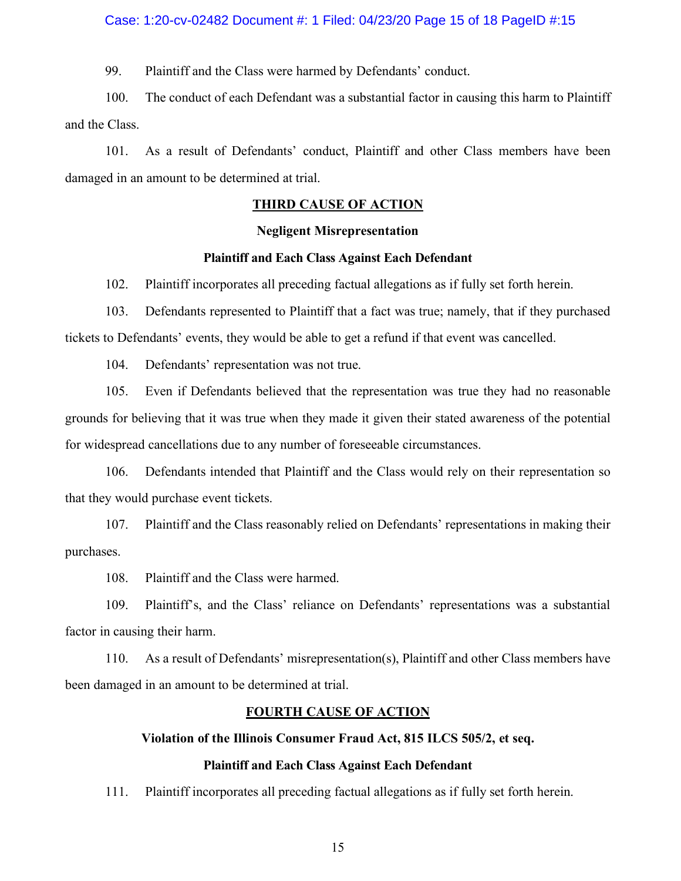99. Plaintiff and the Class were harmed by Defendants' conduct.

100. The conduct of each Defendant was a substantial factor in causing this harm to Plaintiff and the Class.

101. As a result of Defendants' conduct, Plaintiff and other Class members have been damaged in an amount to be determined at trial.

## THIRD CAUSE OF ACTION

### Negligent Misrepresentation

### Plaintiff and Each Class Against Each Defendant

102. Plaintiff incorporates all preceding factual allegations as if fully set forth herein.

103. Defendants represented to Plaintiff that a fact was true; namely, that if they purchased tickets to Defendants' events, they would be able to get a refund if that event was cancelled.

104. Defendants' representation was not true.

105. Even if Defendants believed that the representation was true they had no reasonable grounds for believing that it was true when they made it given their stated awareness of the potential for widespread cancellations due to any number of foreseeable circumstances.

106. Defendants intended that Plaintiff and the Class would rely on their representation so that they would purchase event tickets.

107. Plaintiff and the Class reasonably relied on Defendants' representations in making their purchases.

108. Plaintiff and the Class were harmed.

109. Plaintiff's, and the Class' reliance on Defendants' representations was a substantial factor in causing their harm.

110. As a result of Defendants' misrepresentation(s), Plaintiff and other Class members have been damaged in an amount to be determined at trial.

## FOURTH CAUSE OF ACTION

### Violation of the Illinois Consumer Fraud Act, 815 ILCS 505/2, et seq.

### Plaintiff and Each Class Against Each Defendant

111. Plaintiff incorporates all preceding factual allegations as if fully set forth herein.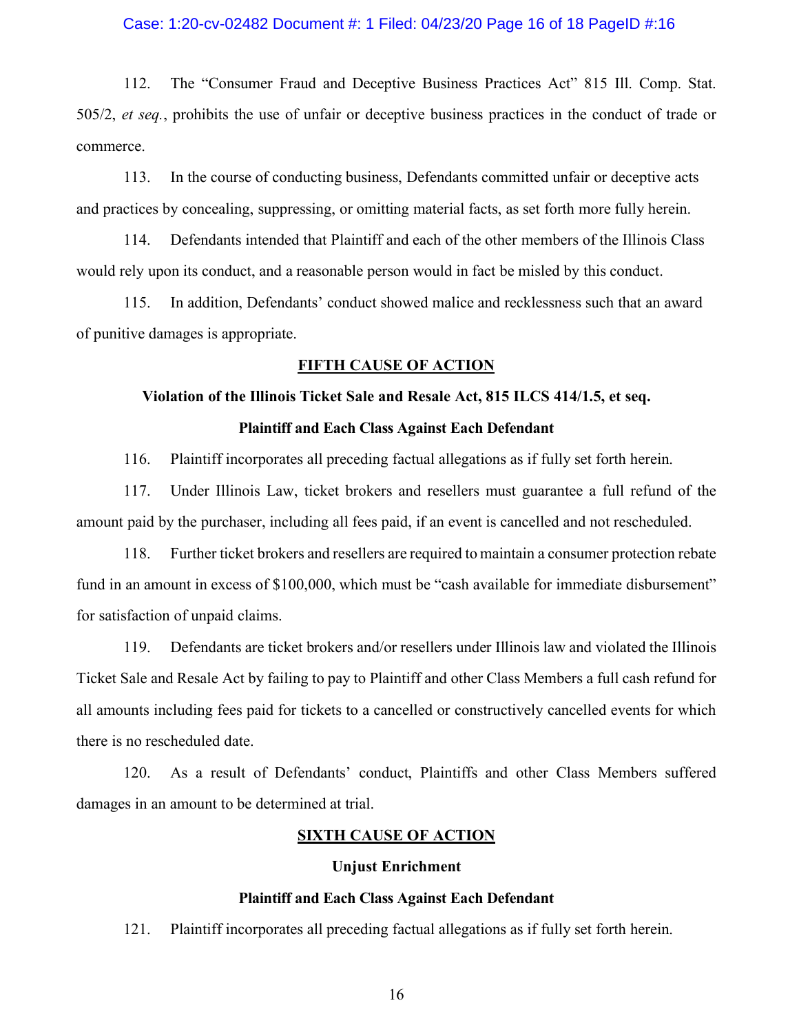112. The "Consumer Fraud and Deceptive Business Practices Act" 815 Ill. Comp. Stat. 505/2, *et seq.*, prohibits the use of unfair or deceptive business practices in the conduct of trade or commerce.

113. In the course of conducting business, Defendants committed unfair or deceptive acts and practices by concealing, suppressing, or omitting material facts, as set forth more fully herein.

114. Defendants intended that Plaintiff and each of the other members of the Illinois Class would rely upon its conduct, and a reasonable person would in fact be misled by this conduct.

115. In addition, Defendants' conduct showed malice and recklessness such that an award of punitive damages is appropriate.

## FIFTH CAUSE OF ACTION

### Violation of the Illinois Ticket Sale and Resale Act, 815 ILCS 414/1.5, et seq.

### Plaintiff and Each Class Against Each Defendant

116. Plaintiff incorporates all preceding factual allegations as if fully set forth herein.

117. Under Illinois Law, ticket brokers and resellers must guarantee a full refund of the amount paid by the purchaser, including all fees paid, if an event is cancelled and not rescheduled.

118. Further ticket brokers and resellers are required to maintain a consumer protection rebate fund in an amount in excess of $100,000, which must be "cash available for immediate disbursement" for satisfaction of unpaid claims.

119. Defendants are ticket brokers and/or resellers under Illinois law and violated the Illinois Ticket Sale and Resale Act by failing to pay to Plaintiff and other Class Members a full cash refund for all amounts including fees paid for tickets to a cancelled or constructively cancelled events for which there is no rescheduled date.

120. As a result of Defendants' conduct, Plaintiffs and other Class Members suffered damages in an amount to be determined at trial.

## SIXTH CAUSE OF ACTION

### Unjust Enrichment

### Plaintiff and Each Class Against Each Defendant

121. Plaintiff incorporates all preceding factual allegations as if fully set forth herein.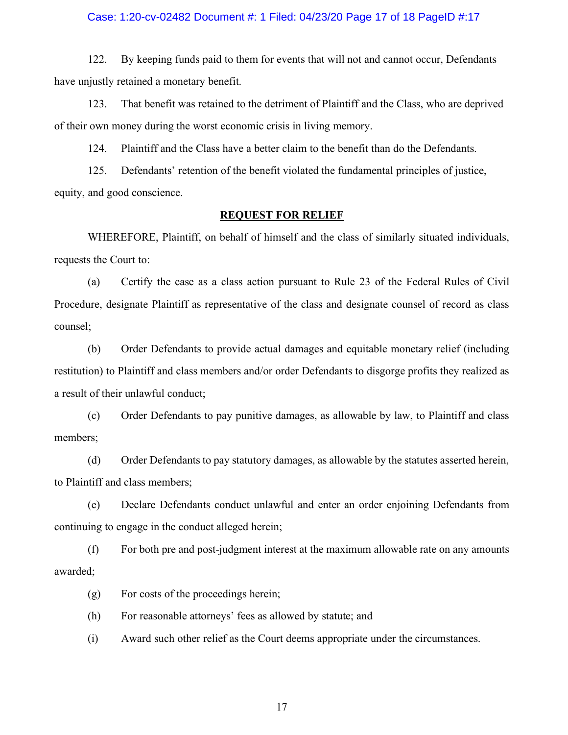122. By keeping funds paid to them for events that will not and cannot occur, Defendants have unjustly retained a monetary benefit.

123. That benefit was retained to the detriment of Plaintiff and the Class, who are deprived of their own money during the worst economic crisis in living memory.

124. Plaintiff and the Class have a better claim to the benefit than do the Defendants.

125. Defendants' retention of the benefit violated the fundamental principles of justice, equity, and good conscience.

## REQUEST FOR RELIEF

WHEREFORE, Plaintiff, on behalf of himself and the class of similarly situated individuals, requests the Court to:

(a) Certify the case as a class action pursuant to Rule 23 of the Federal Rules of Civil Procedure, designate Plaintiff as representative of the class and designate counsel of record as class counsel;

(b) Order Defendants to provide actual damages and equitable monetary relief (including restitution) to Plaintiff and class members and/or order Defendants to disgorge profits they realized as a result of their unlawful conduct;

(c) Order Defendants to pay punitive damages, as allowable by law, to Plaintiff and class members;

(d) Order Defendants to pay statutory damages, as allowable by the statutes asserted herein, to Plaintiff and class members;

(e) Declare Defendants conduct unlawful and enter an order enjoining Defendants from continuing to engage in the conduct alleged herein;

(f) For both pre and post-judgment interest at the maximum allowable rate on any amounts awarded;

(g) For costs of the proceedings herein;

(h) For reasonable attorneys' fees as allowed by statute; and

(i) Award such other relief as the Court deems appropriate under the circumstances.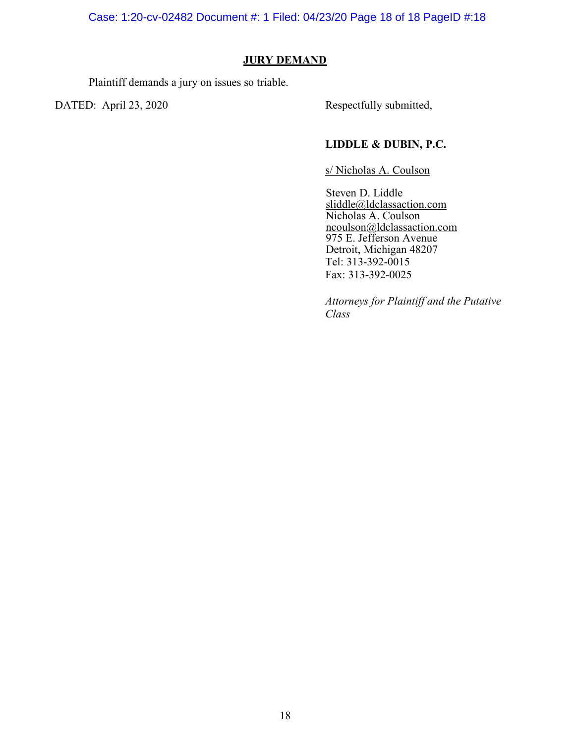## JURY DEMAND

Plaintiff demands a jury on issues so triable.

DATED: April 23, 2020

Respectfully submitted,

**LIDDLE & DUBIN, P.C.**

s/ Nicholas A. Coulson

Steven D. Liddle
sliddle@ldclassaction.com
Nicholas A. Coulson
ncoulson@ldclassaction.com
975 E. Jefferson Avenue
Detroit, Michigan 48207
Tel: 313-392-0015
Fax: 313-392-0025

*Attorneys for Plaintiff and the Putative Class*